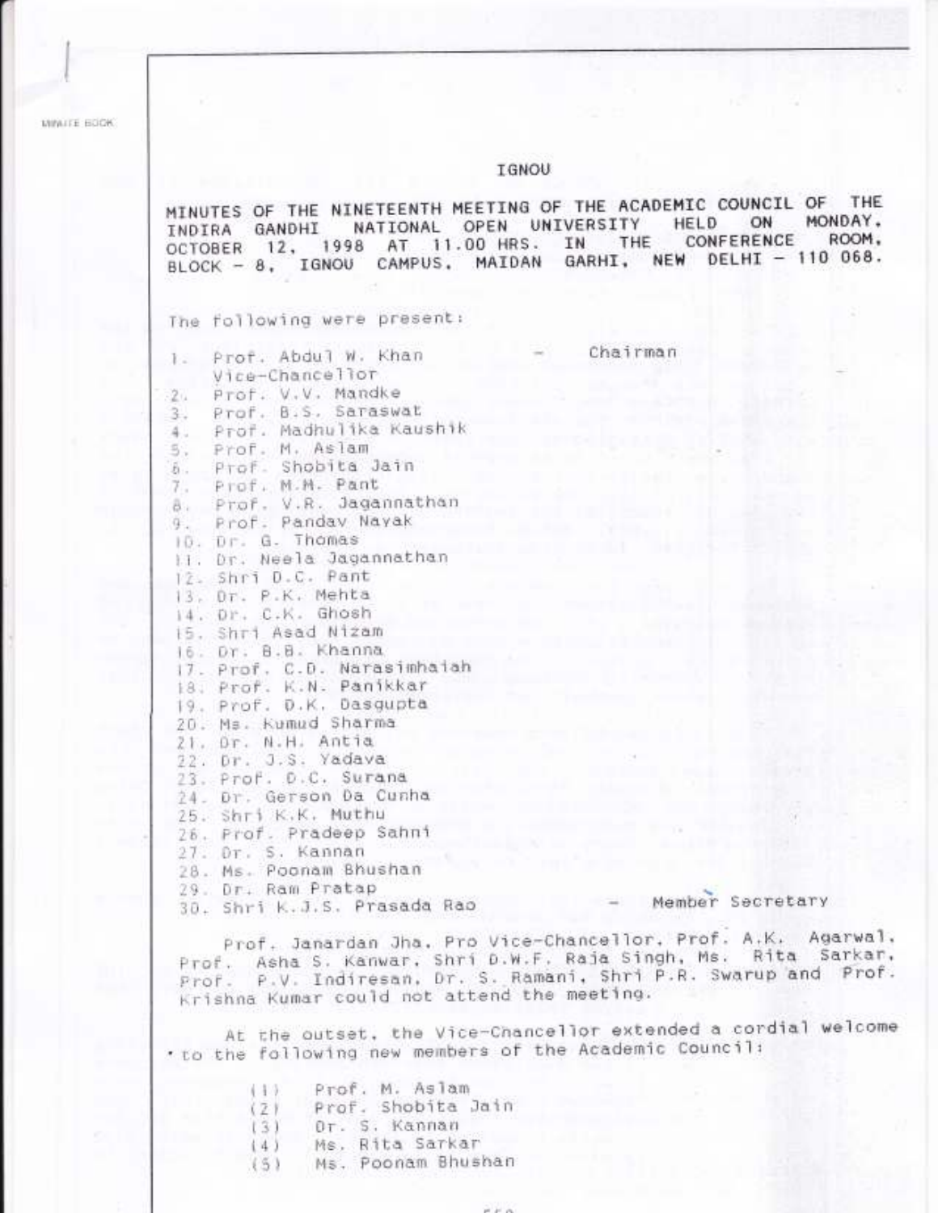# IGNOU

MINUTES OF THE NINETEENTH MEETING OF THE ACADEMIC COUNCIL OF THE INDIRA GANDHI NATIONAL OPEN UNIVERSITY HELD ON MONDAY, OCTOBER 12, 1998 AT 11.00 HRS. IN THE CONFERENCE ROOM, BLOCK - 8, IGNOU CAMPUS, MAIDAN GARHI, NEW DELHI - 110 068.

The following were present:

1. Prof. Abdul W. Khan, Vice-Chancellor - Chairman
2. Prof. V.V. Mandke
3. Prof. B.S. Saraswat
4. Prof. Madhulika Kaushik
5. Prof. M. Aslam
6. Prof. Shobita Jain
7. Prof. M.M. Pant
8. Prof. V.R. Jagannathan
9. Prof. Pandav Nayak
10. Dr. G. Thomas
11. Dr. Neela Jagannathan
12. Shri D.C. Pant
13. Dr. P.K. Mehta
14. Dr. C.K. Ghosh
15. Shri Asad Nizam
16. Dr. B.B. Khanna
17. Prof. C.D. Narasimhaiah
18. Prof. K.N. Panikkar
19. Prof. D.K. Dasgupta
20. Ms. Kumud Sharma
21. Dr. N.H. Antia
22. Dr. J.S. Yadava
23. Prof. D.C. Surana
24. Dr. Gerson Da Cunha
25. Shri K.K. Muthu
26. Prof. Pradeep Sahni
27. Dr. S. Kannan
28. Ms. Poonam Bhushan
29. Dr. Ram Pratap
30. Shri K.J.S. Prasada Rao - Member Secretary

Prof. Janardan Jha, Pro Vice-Chancellor, Prof. A.K. Agarwal, Prof. Asha S. Kanwar, Shri D.W.F. Raja Singh, Ms. Rita Sarkar, Prof. P.V. Indiresan, Dr. S. Ramani, Shri P.R. Swarup and Prof. Krishna Kumar could not attend the meeting.

At the outset, the Vice-Chancellor extended a cordial welcome to the following new members of the Academic Council:

(1) Prof. M. Aslam
(2) Prof. Shobita Jain
(3) Dr. S. Kannan
(4) Ms. Rita Sarkar
(5) Ms. Poonam Bhushan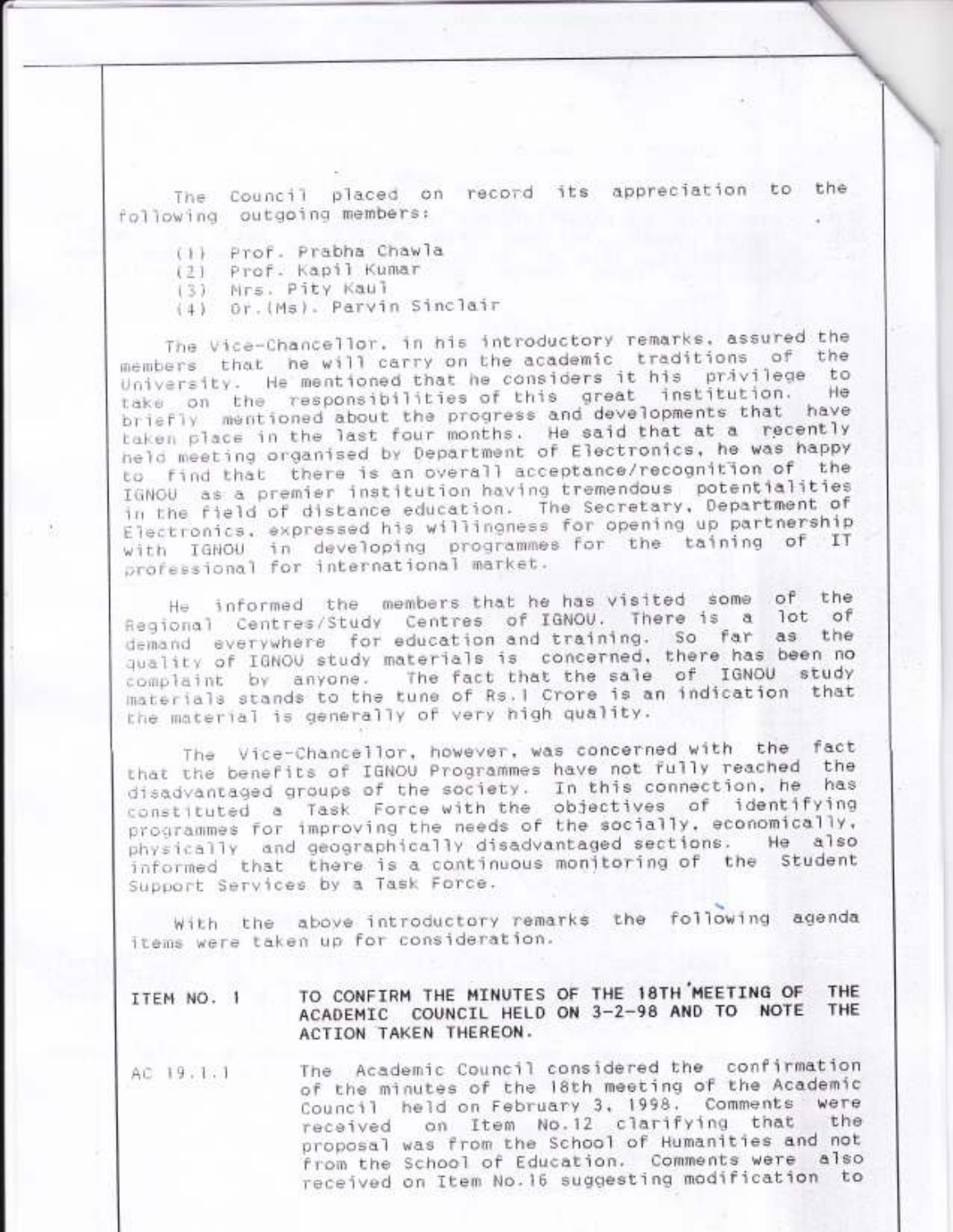The Council placed on record its appreciation to the following outgoing members:

(1) Prof. Prabha Chawla
(2) Prof. Kapil Kumar
(3) Mrs. Pity Kaul
(4) Dr.(Ms). Parvin Sinclair

The Vice-Chancellor, in his introductory remarks, assured the members that he will carry on the academic traditions of the University. He mentioned that he considers it his privilege to take on the responsibilities of this great institution. He briefly mentioned about the progress and developments that have taken place in the last four months. He said that at a recently held meeting organised by Department of Electronics, he was happy to find that there is an overall acceptance/recognition of the IGNOU as a premier institution having tremendous potentialities in the field of distance education. The Secretary, Department of Electronics, expressed his willingness for opening up partnership with IGNOU in developing programmes for the taining of IT professional for international market.

He informed the members that he has visited some of the Regional Centres/Study Centres of IGNOU. There is a lot of demand everywhere for education and training. So far as the quality of IGNOU study materials is concerned, there has been no complaint by anyone. The fact that the sale of IGNOU study materials stands to the tune of Rs.1 Crore is an indication that the material is generally of very high quality.

The Vice-Chancellor, however, was concerned with the fact that the benefits of IGNOU Programmes have not fully reached the disadvantaged groups of the society. In this connection, he has constituted a Task Force with the objectives of identifying programmes for improving the needs of the socially, economically, physically and geographically disadvantaged sections. He also informed that there is a continuous monitoring of the Student Support Services by a Task Force.

With the above introductory remarks the following agenda items were taken up for consideration.

**ITEM NO. 1 — TO CONFIRM THE MINUTES OF THE 18TH MEETING OF THE ACADEMIC COUNCIL HELD ON 3-2-98 AND TO NOTE THE ACTION TAKEN THEREON.**

AC 19.1.1 — The Academic Council considered the confirmation of the minutes of the 18th meeting of the Academic Council held on February 3, 1998. Comments were received on Item No.12 clarifying that the proposal was from the School of Humanities and not from the School of Education. Comments were also received on Item No.16 suggesting modification to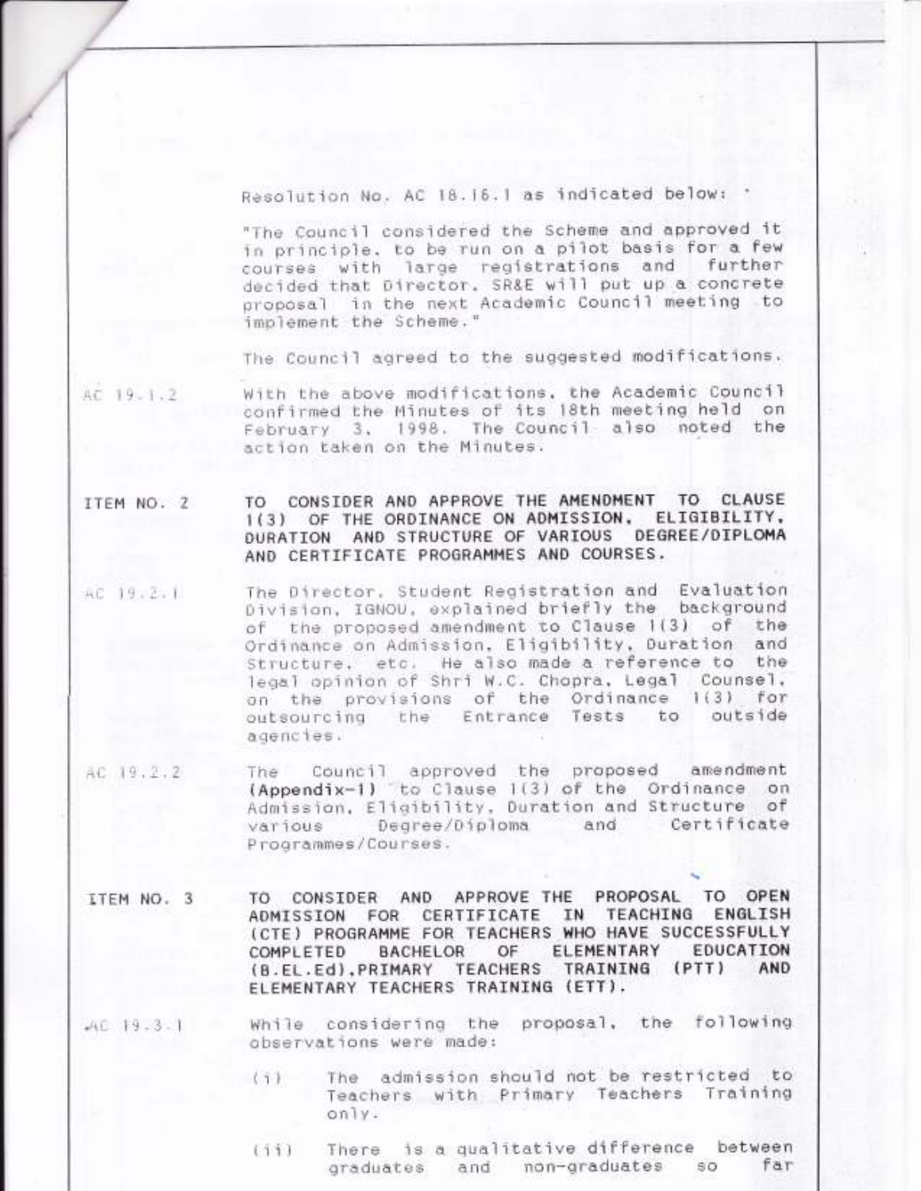Resolution No. AC 18.16.1 as indicated below:

"The Council considered the Scheme and approved it in principle, to be run on a pilot basis for a few courses with large registrations and further decided that Director, SR&E will put up a concrete proposal in the next Academic Council meeting to implement the Scheme."

The Council agreed to the suggested modifications.

AC 19.1.2 With the above modifications, the Academic Council confirmed the Minutes of its 18th meeting held on February 3, 1998. The Council also noted the action taken on the Minutes.

**ITEM NO. 2 TO CONSIDER AND APPROVE THE AMENDMENT TO CLAUSE 1(3) OF THE ORDINANCE ON ADMISSION, ELIGIBILITY, DURATION AND STRUCTURE OF VARIOUS DEGREE/DIPLOMA AND CERTIFICATE PROGRAMMES AND COURSES.**

AC 19.2.1 The Director, Student Registration and Evaluation Division, IGNOU, explained briefly the background of the proposed amendment to Clause 1(3) of the Ordinance on Admission, Eligibility, Duration and Structure, etc. He also made a reference to the legal opinion of Shri W.C. Chopra, Legal Counsel, on the provisions of the Ordinance 1(3) for outsourcing the Entrance Tests to outside agencies.

AC 19.2.2 The Council approved the proposed amendment **(Appendix-1)** to Clause 1(3) of the Ordinance on Admission, Eligibility, Duration and Structure of various Degree/Diploma and Certificate Programmes/Courses.

**ITEM NO. 3 TO CONSIDER AND APPROVE THE PROPOSAL TO OPEN ADMISSION FOR CERTIFICATE IN TEACHING ENGLISH (CTE) PROGRAMME FOR TEACHERS WHO HAVE SUCCESSFULLY COMPLETED BACHELOR OF ELEMENTARY EDUCATION (B.EL.Ed), PRIMARY TEACHERS TRAINING (PTT) AND ELEMENTARY TEACHERS TRAINING (ETT).**

AC 19.3.1 While considering the proposal, the following observations were made:

(i) The admission should not be restricted to Teachers with Primary Teachers Training only.

(ii) There is a qualitative difference between graduates and non-graduates so far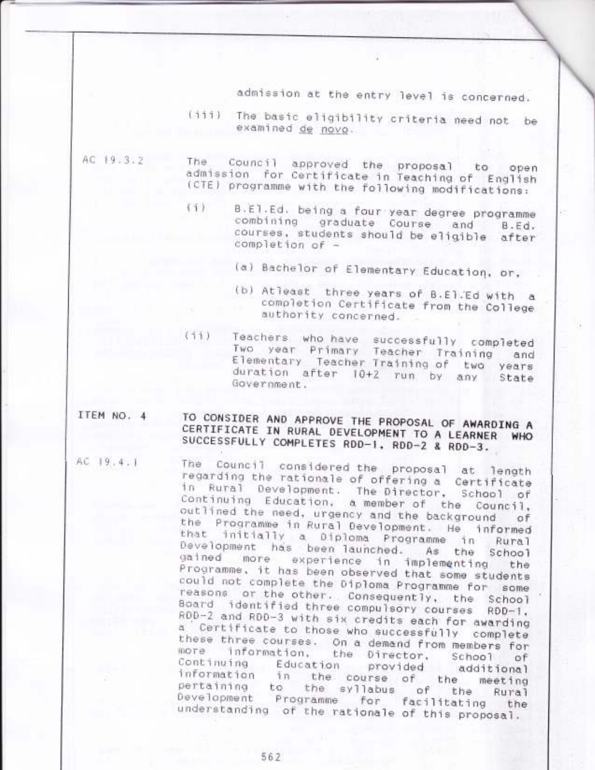admission at the entry level is concerned.

(iii) The basic eligibility criteria need not be examined *de novo*.

AC 19.3.2 The Council approved the proposal to open admission for Certificate in Teaching of English (CTE) programme with the following modifications:

(i) B.El.Ed. being a four year degree programme combining graduate Course and B.Ed. courses, students should be eligible after completion of -

(a) Bachelor of Elementary Education, or,

(b) Atleast three years of B.El.Ed with a completion Certificate from the College authority concerned.

(ii) Teachers who have successfully completed Two year Primary Teacher Training and Elementary Teacher Training of two years duration after 10+2 run by any State Government.

**ITEM NO. 4 TO CONSIDER AND APPROVE THE PROPOSAL OF AWARDING A CERTIFICATE IN RURAL DEVELOPMENT TO A LEARNER WHO SUCCESSFULLY COMPLETES RDD-1, RDD-2 & RDD-3.**

AC 19.4.1 The Council considered the proposal at length regarding the rationale of offering a Certificate in Rural Development. The Director, School of Continuing Education, a member of the Council, outlined the need, urgency and the background of the Programme in Rural Development. He informed that initially a Diploma Programme in Rural Development has been launched. As the School gained more experience in implementing the Programme, it has been observed that some students could not complete the Diploma Programme for some reasons or the other. Consequently, the School Board identified three compulsory courses RDD-1, RDD-2 and RDD-3 with six credits each for awarding a Certificate to those who successfully complete these three courses. On a demand from members for more information, the Director, School of Continuing Education provided additional information in the course of the meeting pertaining to the syllabus of the Rural Development Programme for facilitating the understanding of the rationale of this proposal.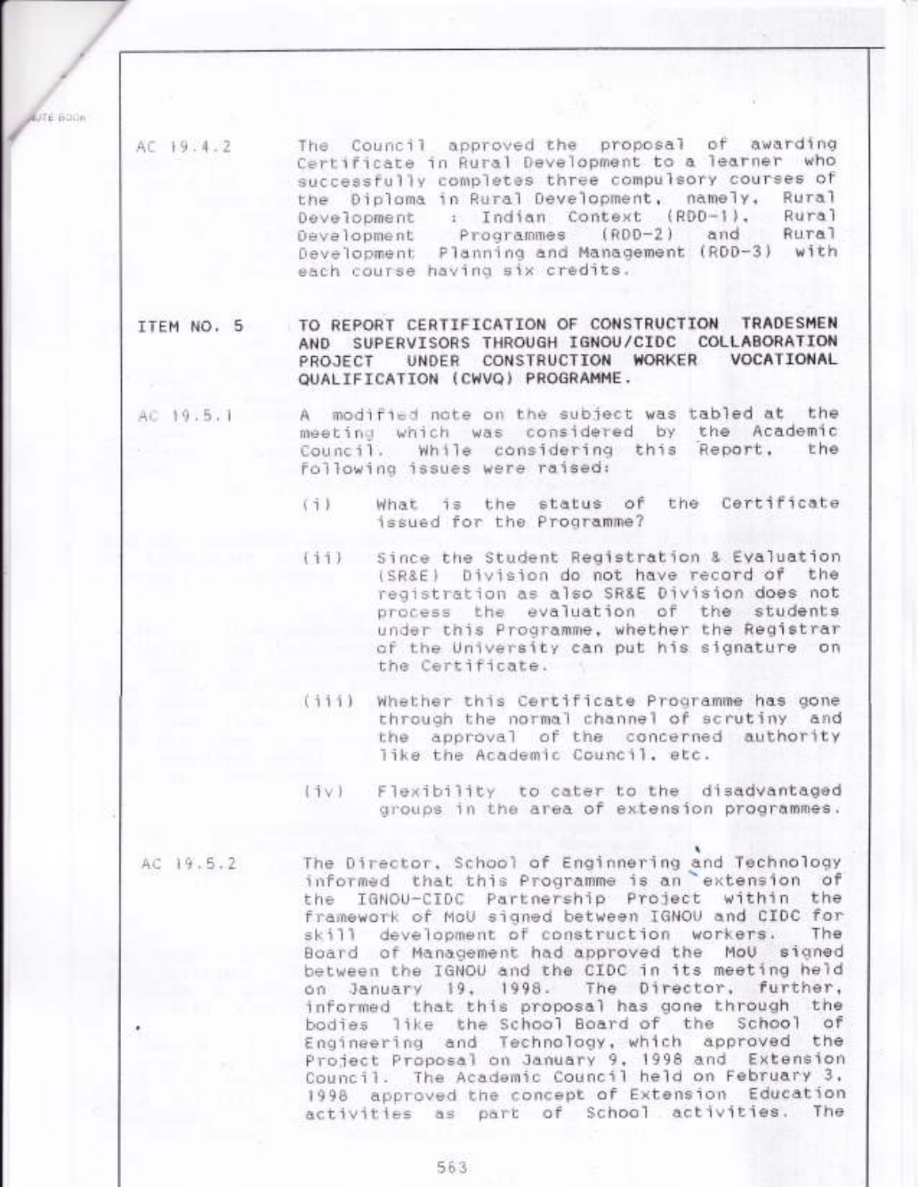AC 19.4.2 The Council approved the proposal of awarding Certificate in Rural Development to a learner who successfully completes three compulsory courses of the Diploma in Rural Development, namely, Rural Development : Indian Context (RDD-1), Rural Development Programmes (RDD-2) and Rural Development Planning and Management (RDD-3) with each course having six credits.

**ITEM NO. 5 TO REPORT CERTIFICATION OF CONSTRUCTION TRADESMEN AND SUPERVISORS THROUGH IGNOU/CIDC COLLABORATION PROJECT UNDER CONSTRUCTION WORKER VOCATIONAL QUALIFICATION (CWVQ) PROGRAMME.**

AC 19.5.1 A modified note on the subject was tabled at the meeting which was considered by the Academic Council. While considering this Report, the following issues were raised:

(i) What is the status of the Certificate issued for the Programme?

(ii) Since the Student Registration & Evaluation (SR&E) Division do not have record of the registration as also SR&E Division does not process the evaluation of the students under this Programme, whether the Registrar of the University can put his signature on the Certificate.

(iii) Whether this Certificate Programme has gone through the normal channel of scrutiny and the approval of the concerned authority like the Academic Council, etc.

(iv) Flexibility to cater to the disadvantaged groups in the area of extension programmes.

AC 19.5.2 The Director, School of Enginnering and Technology informed that this Programme is an extension of the IGNOU-CIDC Partnership Project within the framework of MoU signed between IGNOU and CIDC for skill development of construction workers. The Board of Management had approved the MoU signed between the IGNOU and the CIDC in its meeting held on January 19, 1998. The Director, further, informed that this proposal has gone through the bodies like the School Board of the School of Engineering and Technology, which approved the Project Proposal on January 9, 1998 and Extension Council. The Academic Council held on February 3, 1998 approved the concept of Extension Education activities as part of School activities. The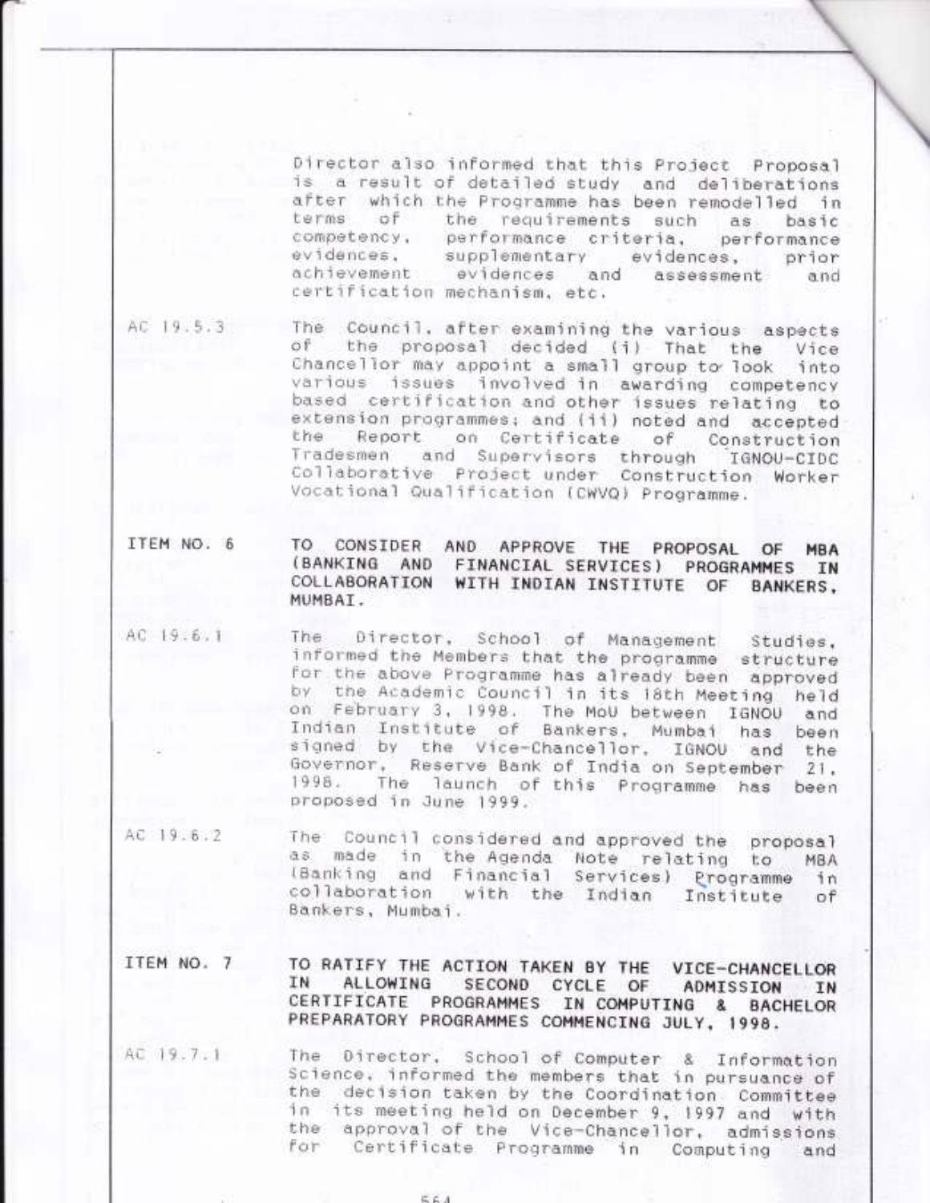Director also informed that this Project Proposal is a result of detailed study and deliberations after which the Programme has been remodelled in terms of the requirements such as basic competency, performance criteria, performance evidences, supplementary evidences, prior achievement evidences and assessment and certification mechanism, etc.

AC 19.5.3 The Council, after examining the various aspects of the proposal decided (i) That the Vice Chancellor may appoint a small group to look into various issues involved in awarding competency based certification and other issues relating to extension programmes; and (ii) noted and accepted the Report on Certificate of Construction Tradesmen and Supervisors through IGNOU-CIDC Collaborative Project under Construction Worker Vocational Qualification (CWVQ) Programme.

**ITEM NO. 6 TO CONSIDER AND APPROVE THE PROPOSAL OF MBA (BANKING AND FINANCIAL SERVICES) PROGRAMMES IN COLLABORATION WITH INDIAN INSTITUTE OF BANKERS, MUMBAI.**

AC 19.6.1 The Director, School of Management Studies, informed the Members that the programme structure for the above Programme has already been approved by the Academic Council in its 18th Meeting held on February 3, 1998. The MoU between IGNOU and Indian Institute of Bankers, Mumbai has been signed by the Vice-Chancellor, IGNOU and the Governor, Reserve Bank of India on September 21, 1998. The launch of this Programme has been proposed in June 1999.

AC 19.6.2 The Council considered and approved the proposal as made in the Agenda Note relating to MBA (Banking and Financial Services) Programme in collaboration with the Indian Institute of Bankers, Mumbai.

**ITEM NO. 7 TO RATIFY THE ACTION TAKEN BY THE VICE-CHANCELLOR IN ALLOWING SECOND CYCLE OF ADMISSION IN CERTIFICATE PROGRAMMES IN COMPUTING & BACHELOR PREPARATORY PROGRAMMES COMMENCING JULY, 1998.**

AC 19.7.1 The Director, School of Computer & Information Science, informed the members that in pursuance of the decision taken by the Coordination Committee in its meeting held on December 9, 1997 and with the approval of the Vice-Chancellor, admissions for Certificate Programme in Computing and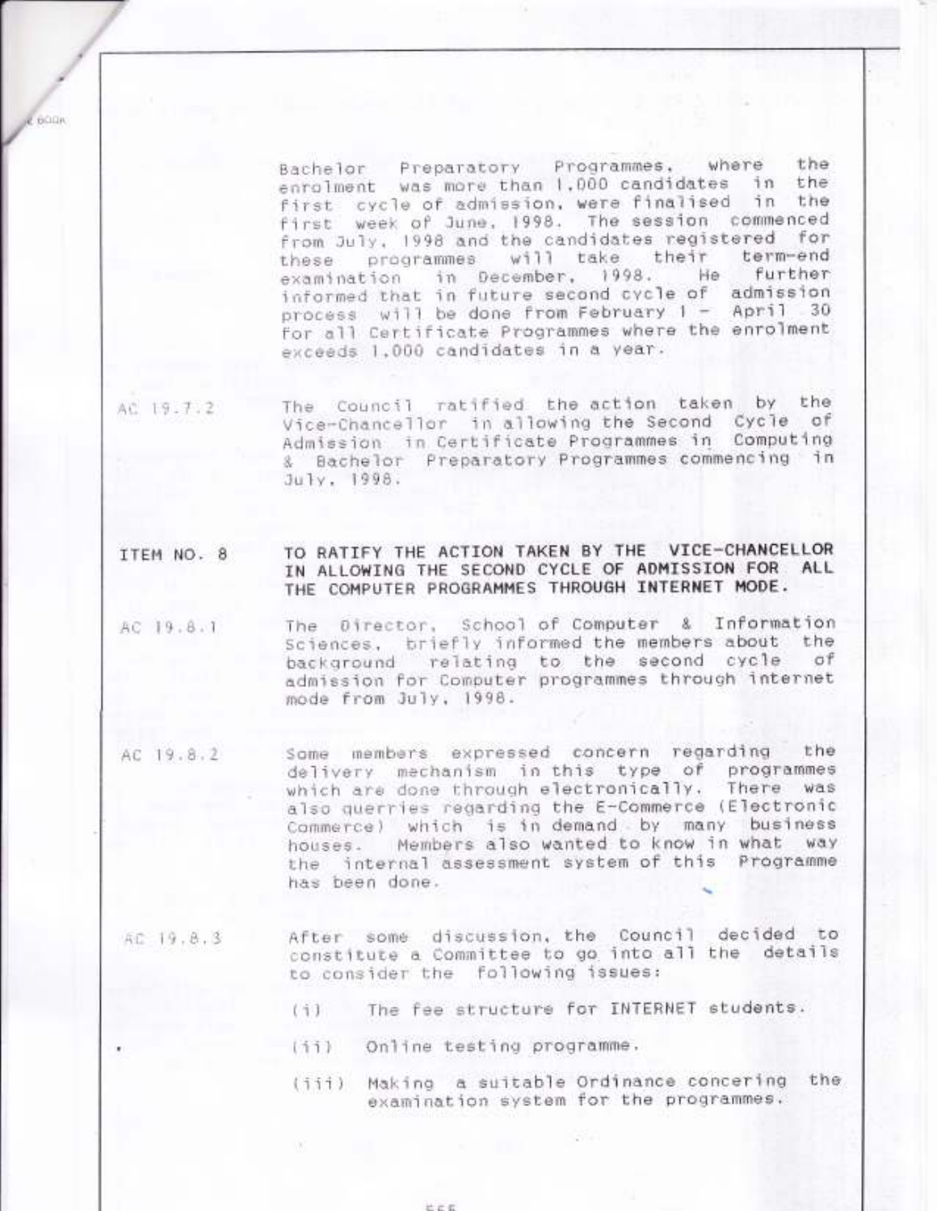Bachelor Preparatory Programmes, where the enrolment was more than 1,000 candidates in the first cycle of admission, were finalised in the first week of June, 1998. The session commenced from July, 1998 and the candidates registered for these programmes will take their term-end examination in December, 1998. He further informed that in future second cycle of admission process will be done from February 1 – April 30 for all Certificate Programmes where the enrolment exceeds 1,000 candidates in a year.

AC 19.7.2 The Council ratified the action taken by the Vice-Chancellor in allowing the Second Cycle of Admission in Certificate Programmes in Computing & Bachelor Preparatory Programmes commencing in July, 1998.

**ITEM NO. 8 TO RATIFY THE ACTION TAKEN BY THE VICE-CHANCELLOR IN ALLOWING THE SECOND CYCLE OF ADMISSION FOR ALL THE COMPUTER PROGRAMMES THROUGH INTERNET MODE.**

AC 19.8.1 The Director, School of Computer & Information Sciences, briefly informed the members about the background relating to the second cycle of admission for Computer programmes through internet mode from July, 1998.

AC 19.8.2 Some members expressed concern regarding the delivery mechanism in this type of programmes which are done through electronically. There was also querries regarding the E-Commerce (Electronic Commerce) which is in demand by many business houses. Members also wanted to know in what way the internal assessment system of this Programme has been done.

AC 19.8.3 After some discussion, the Council decided to constitute a Committee to go into all the details to consider the following issues:

(i) The fee structure for INTERNET students.

(ii) Online testing programme.

(iii) Making a suitable Ordinance concering the examination system for the programmes.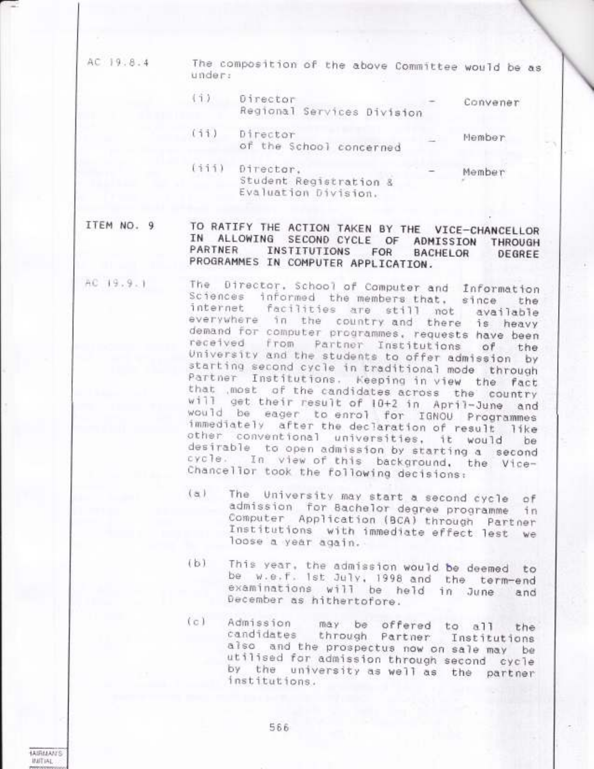AC 19.8.4 The composition of the above Committee would be as under:

| | | | |
|---|---|---|---|
| (i) | Director Regional Services Division | - | Convener |
| (ii) | Director of the School concerned | - | Member |
| (iii) | Director, Student Registration & Evaluation Division. | - | Member |

ITEM NO. 9 **TO RATIFY THE ACTION TAKEN BY THE VICE-CHANCELLOR IN ALLOWING SECOND CYCLE OF ADMISSION THROUGH PARTNER INSTITUTIONS FOR BACHELOR DEGREE PROGRAMMES IN COMPUTER APPLICATION.**

AC 19.9.1 The Director, School of Computer and Information Sciences informed the members that, since the internet facilities are still not available everywhere in the country and there is heavy demand for computer programmes, requests have been received from Partner Institutions of the University and the students to offer admission by starting second cycle in traditional mode through Partner Institutions. Keeping in view the fact that most of the candidates across the country will get their result of 10+2 in April-June and would be eager to enrol for IGNOU Programmes immediately after the declaration of result like other conventional universities, it would be desirable to open admission by starting a second cycle. In view of this background, the Vice-Chancellor took the following decisions:

(a) The University may start a second cycle of admission for Bachelor degree programme in Computer Application (BCA) through Partner Institutions with immediate effect lest we loose a year again.

(b) This year, the admission would be deemed to be w.e.f. 1st July, 1998 and the term-end examinations will be held in June and December as hithertofore.

(c) Admission may be offered to all the candidates through Partner Institutions also and the prospectus now on sale may be utilised for admission through second cycle by the university as well as the partner institutions.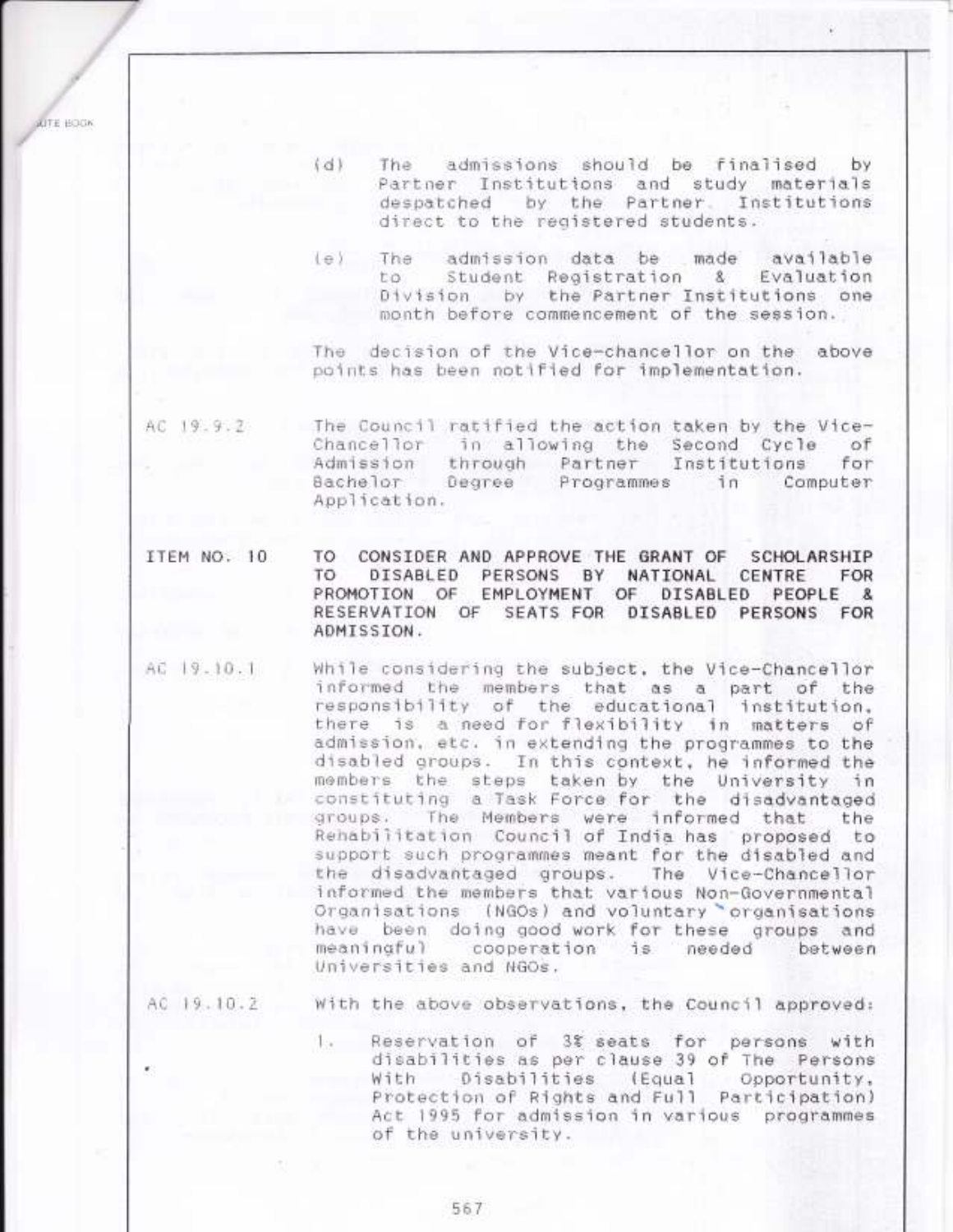(d) The admissions should be finalised by Partner Institutions and study materials despatched by the Partner Institutions direct to the registered students.

(e) The admission data be made available to Student Registration & Evaluation Division by the Partner Institutions one month before commencement of the session.

The decision of the Vice-chancellor on the above points has been notified for implementation.

AC 19.9.2 The Council ratified the action taken by the Vice-Chancellor in allowing the Second Cycle of Admission through Partner Institutions for Bachelor Degree Programmes in Computer Application.

**ITEM NO. 10 TO CONSIDER AND APPROVE THE GRANT OF SCHOLARSHIP TO DISABLED PERSONS BY NATIONAL CENTRE FOR PROMOTION OF EMPLOYMENT OF DISABLED PEOPLE & RESERVATION OF SEATS FOR DISABLED PERSONS FOR ADMISSION.**

AC 19.10.1 While considering the subject, the Vice-Chancellor informed the members that as a part of the responsibility of the educational institution, there is a need for flexibility in matters of admission, etc. in extending the programmes to the disabled groups. In this context, he informed the members the steps taken by the University in constituting a Task Force for the disadvantaged groups. The Members were informed that the Rehabilitation Council of India has proposed to support such programmes meant for the disabled and the disadvantaged groups. The Vice-Chancellor informed the members that various Non-Governmental Organisations (NGOs) and voluntary organisations have been doing good work for these groups and meaningful cooperation is needed between Universities and NGOs.

AC 19.10.2 With the above observations, the Council approved:

1. Reservation of 3% seats for persons with disabilities as per clause 39 of The Persons With Disabilities (Equal Opportunity, Protection of Rights and Full Participation) Act 1995 for admission in various programmes of the university.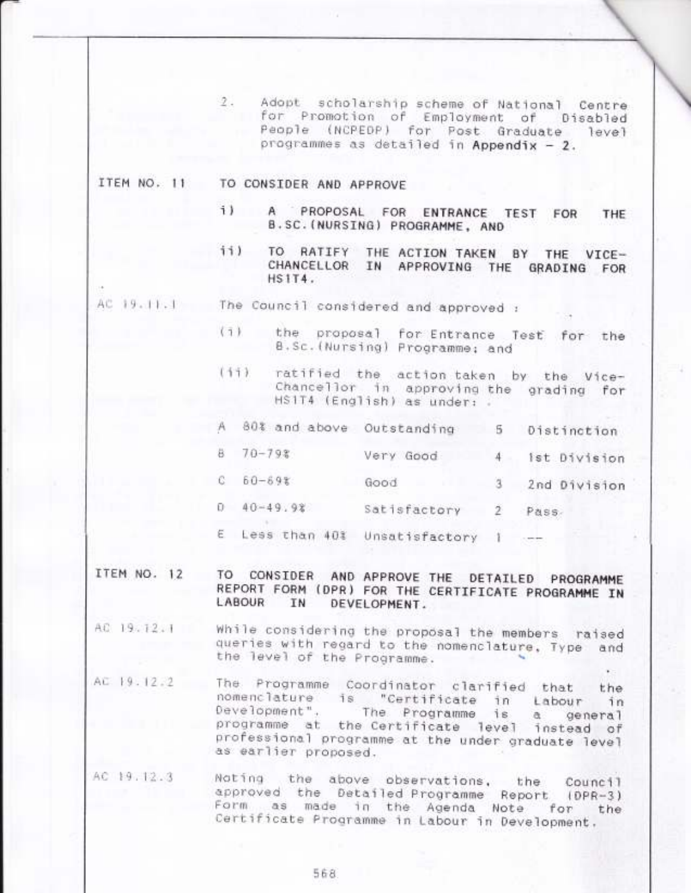2. Adopt scholarship scheme of National Centre for Promotion of Employment of Disabled People (NCPEDP) for Post Graduate level programmes as detailed in **Appendix – 2**.

**ITEM NO. 11** TO CONSIDER AND APPROVE

i) A PROPOSAL FOR ENTRANCE TEST FOR THE B.SC.(NURSING) PROGRAMME, AND

ii) TO RATIFY THE ACTION TAKEN BY THE VICE-CHANCELLOR IN APPROVING THE GRADING FOR HS1T4.

AC 19.11.1 The Council considered and approved :

(i) the proposal for Entrance Test for the B.Sc.(Nursing) Programme; and

(ii) ratified the action taken by the Vice-Chancellor in approving the grading for HS1T4 (English) as under:

| | | | | |
|---|---|---|---|---|
| A | 80% and above | Outstanding | 5 | Distinction |
| B | 70-79% | Very Good | 4 | 1st Division |
| C | 60-69% | Good | 3 | 2nd Division |
| D | 40-49.9% | Satisfactory | 2 | Pass |
| E | Less than 40% | Unsatisfactory | 1 | -- |

**ITEM NO. 12** TO CONSIDER AND APPROVE THE DETAILED PROGRAMME REPORT FORM (DPR) FOR THE CERTIFICATE PROGRAMME IN LABOUR IN DEVELOPMENT.

AC 19.12.1 While considering the proposal the members raised queries with regard to the nomenclature, Type and the level of the Programme.

AC 19.12.2 The Programme Coordinator clarified that the nomenclature is "Certificate in Labour in Development". The Programme is a general programme at the Certificate level instead of professional programme at the under graduate level as earlier proposed.

AC 19.12.3 Noting the above observations, the Council approved the Detailed Programme Report (DPR-3) Form as made in the Agenda Note for the Certificate Programme in Labour in Development.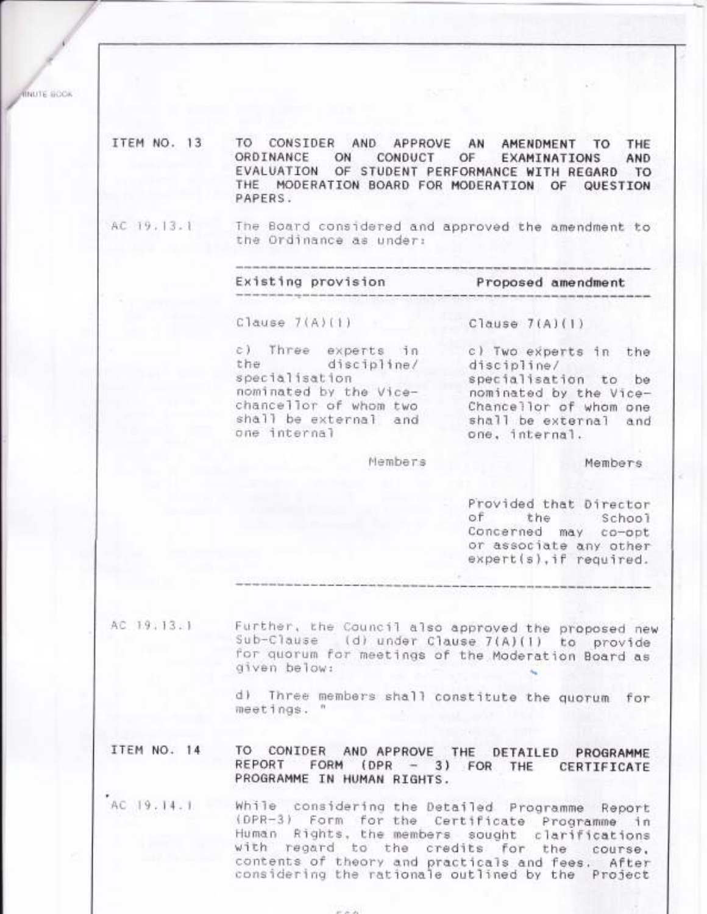ITEM NO. 13 — TO CONSIDER AND APPROVE AN AMENDMENT TO THE ORDINANCE ON CONDUCT OF EXAMINATIONS AND EVALUATION OF STUDENT PERFORMANCE WITH REGARD TO THE MODERATION BOARD FOR MODERATION OF QUESTION PAPERS.

AC 19.13.1 — The Board considered and approved the amendment to the Ordinance as under:

| Existing provision | Proposed amendment |
|---|---|
| Clause 7(A)(1) | Clause 7(A)(1) |
| c) Three experts in the discipline/ specialisation nominated by the Vice-chancellor of whom two shall be external and one internal | c) Two experts in the discipline/ specialisation to be nominated by the Vice-Chancellor of whom one shall be external and one, internal. |
| Members | Members |
| | Provided that Director of the School Concerned may co-opt or associate any other expert(s), if required. |

AC 19.13.1 — Further, the Council also approved the proposed new Sub-Clause (d) under Clause 7(A)(1) to provide for quorum for meetings of the Moderation Board as given below:

d) Three members shall constitute the quorum for meetings. "

ITEM NO. 14 — TO CONIDER AND APPROVE THE DETAILED PROGRAMME REPORT FORM (DPR - 3) FOR THE CERTIFICATE PROGRAMME IN HUMAN RIGHTS.

AC 19.14.1 — While considering the Detailed Programme Report (DPR-3) Form for the Certificate Programme in Human Rights, the members sought clarifications with regard to the credits for the course, contents of theory and practicals and fees. After considering the rationale outlined by the Project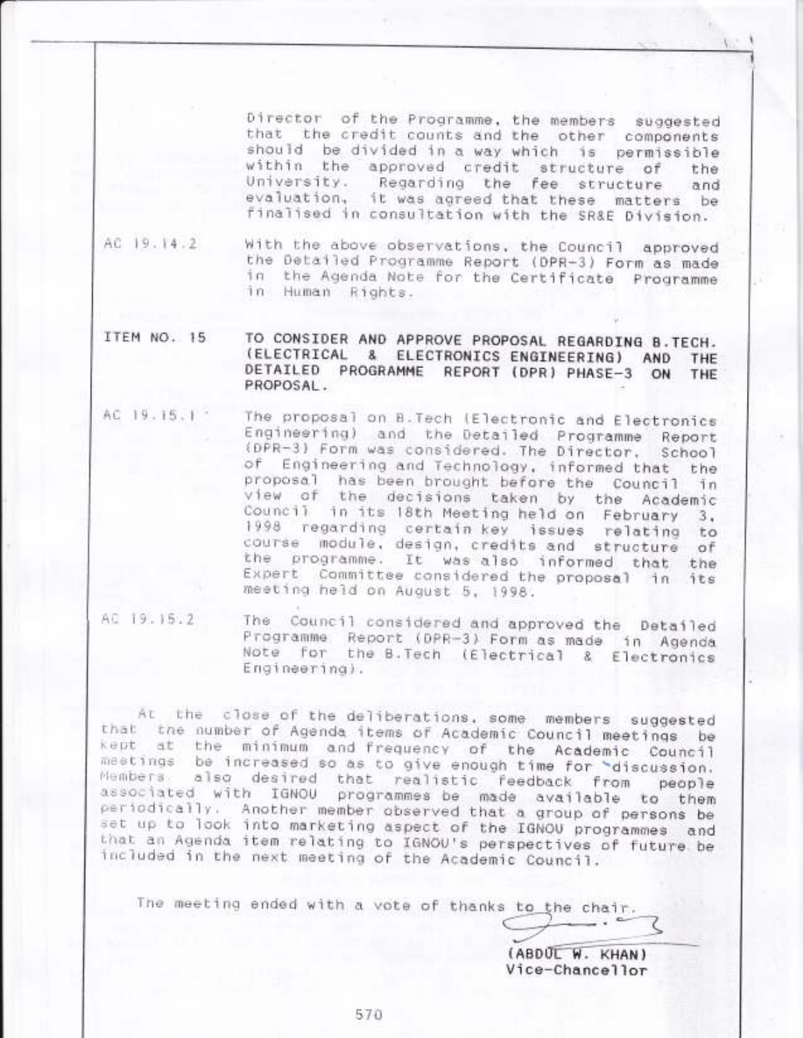Director of the Programme, the members suggested that the credit counts and the other components should be divided in a way which is permissible within the approved credit structure of the University. Regarding the fee structure and evaluation, it was agreed that these matters be finalised in consultation with the SR&E Division.

AC 19.14.2 With the above observations, the Council approved the Detailed Programme Report (DPR-3) Form as made in the Agenda Note for the Certificate Programme in Human Rights.

**ITEM NO. 15 TO CONSIDER AND APPROVE PROPOSAL REGARDING B.TECH. (ELECTRICAL & ELECTRONICS ENGINEERING) AND THE DETAILED PROGRAMME REPORT (DPR) PHASE-3 ON THE PROPOSAL.**

AC 19.15.1 The proposal on B.Tech (Electronic and Electronics Engineering) and the Detailed Programme Report (DPR-3) Form was considered. The Director, School of Engineering and Technology, informed that the proposal has been brought before the Council in view of the decisions taken by the Academic Council in its 18th Meeting held on February 3, 1998 regarding certain key issues relating to course module, design, credits and structure of the programme. It was also informed that the Expert Committee considered the proposal in its meeting held on August 5, 1998.

AC 19.15.2 The Council considered and approved the Detailed Programme Report (DPR-3) Form as made in Agenda Note for the B.Tech (Electrical & Electronics Engineering).

At the close of the deliberations, some members suggested that the number of Agenda items of Academic Council meetings be kept at the minimum and frequency of the Academic Council meetings be increased so as to give enough time for discussion. Members also desired that realistic feedback from people associated with IGNOU programmes be made available to them periodically. Another member observed that a group of persons be set up to look into marketing aspect of the IGNOU programmes and that an Agenda item relating to IGNOU's perspectives of future be included in the next meeting of the Academic Council.

The meeting ended with a vote of thanks to the chair.

(ABDUL W. KHAN)
Vice-Chancellor